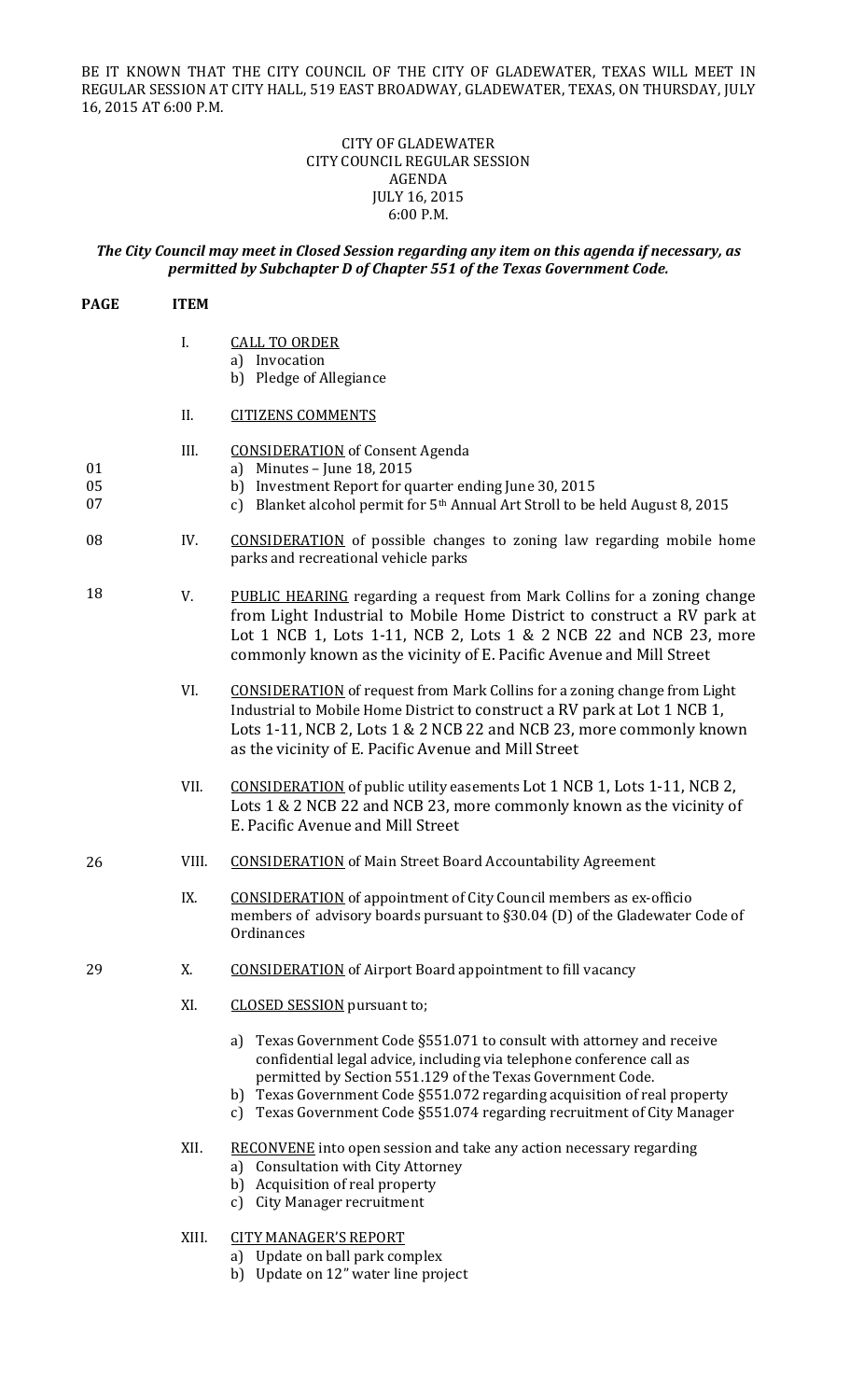BE IT KNOWN THAT THE CITY COUNCIL OF THE CITY OF GLADEWATER, TEXAS WILL MEET IN REGULAR SESSION AT CITY HALL, 519 EAST BROADWAY, GLADEWATER, TEXAS, ON THURSDAY, JULY 16, 2015 AT 6:00 P.M.

CITY OF GLADEWATER
CITY COUNCIL REGULAR SESSION
AGENDA
JULY 16, 2015
6:00 P.M.

***The City Council may meet in Closed Session regarding any item on this agenda if necessary, as permitted by Subchapter D of Chapter 551 of the Texas Government Code.***

| PAGE | ITEM | |
|---|---|---|
| | I. | CALL TO ORDER<br>a) Invocation<br>b) Pledge of Allegiance |
| | II. | CITIZENS COMMENTS |
| | III. | CONSIDERATION of Consent Agenda |
| 01 | | a) Minutes – June 18, 2015 |
| 05 | | b) Investment Report for quarter ending June 30, 2015 |
| 07 | | c) Blanket alcohol permit for 5th Annual Art Stroll to be held August 8, 2015 |
| 08 | IV. | CONSIDERATION of possible changes to zoning law regarding mobile home parks and recreational vehicle parks |
| 18 | V. | PUBLIC HEARING regarding a request from Mark Collins for a zoning change from Light Industrial to Mobile Home District to construct a RV park at Lot 1 NCB 1, Lots 1-11, NCB 2, Lots 1 & 2 NCB 22 and NCB 23, more commonly known as the vicinity of E. Pacific Avenue and Mill Street |
| | VI. | CONSIDERATION of request from Mark Collins for a zoning change from Light Industrial to Mobile Home District to construct a RV park at Lot 1 NCB 1, Lots 1-11, NCB 2, Lots 1 & 2 NCB 22 and NCB 23, more commonly known as the vicinity of E. Pacific Avenue and Mill Street |
| | VII. | CONSIDERATION of public utility easements Lot 1 NCB 1, Lots 1-11, NCB 2, Lots 1 & 2 NCB 22 and NCB 23, more commonly known as the vicinity of E. Pacific Avenue and Mill Street |
| 26 | VIII. | CONSIDERATION of Main Street Board Accountability Agreement |
| | IX. | CONSIDERATION of appointment of City Council members as ex-officio members of advisory boards pursuant to §30.04 (D) of the Gladewater Code of Ordinances |
| 29 | X. | CONSIDERATION of Airport Board appointment to fill vacancy |
| | XI. | CLOSED SESSION pursuant to;<br>a) Texas Government Code §551.071 to consult with attorney and receive confidential legal advice, including via telephone conference call as permitted by Section 551.129 of the Texas Government Code.<br>b) Texas Government Code §551.072 regarding acquisition of real property<br>c) Texas Government Code §551.074 regarding recruitment of City Manager |
| | XII. | RECONVENE into open session and take any action necessary regarding<br>a) Consultation with City Attorney<br>b) Acquisition of real property<br>c) City Manager recruitment |
| | XIII. | CITY MANAGER'S REPORT<br>a) Update on ball park complex<br>b) Update on 12" water line project |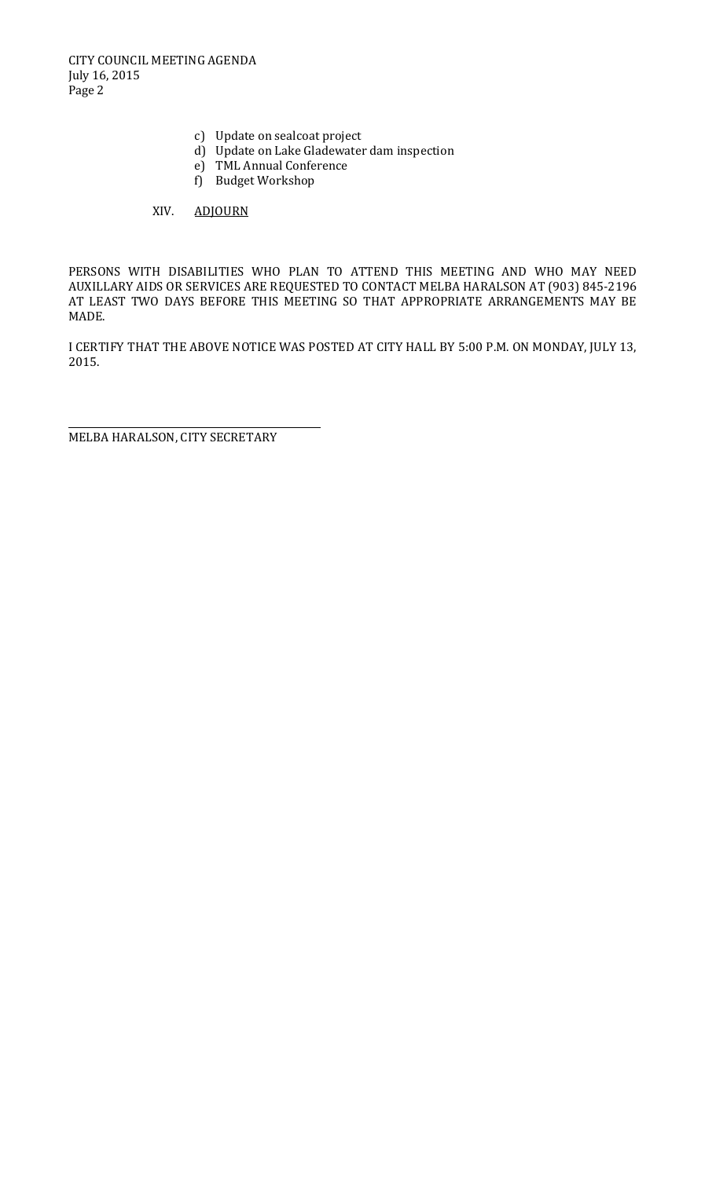c) Update on sealcoat project
d) Update on Lake Gladewater dam inspection
e) TML Annual Conference
f) Budget Workshop

XIV. ADJOURN

PERSONS WITH DISABILITIES WHO PLAN TO ATTEND THIS MEETING AND WHO MAY NEED AUXILLARY AIDS OR SERVICES ARE REQUESTED TO CONTACT MELBA HARALSON AT (903) 845-2196 AT LEAST TWO DAYS BEFORE THIS MEETING SO THAT APPROPRIATE ARRANGEMENTS MAY BE MADE.

I CERTIFY THAT THE ABOVE NOTICE WAS POSTED AT CITY HALL BY 5:00 P.M. ON MONDAY, JULY 13, 2015.

\_\_\_\_\_\_\_\_\_\_\_\_\_\_\_\_\_\_\_\_\_\_\_\_\_\_\_\_\_\_\_\_\_\_\_\_\_\_\_\_

MELBA HARALSON, CITY SECRETARY